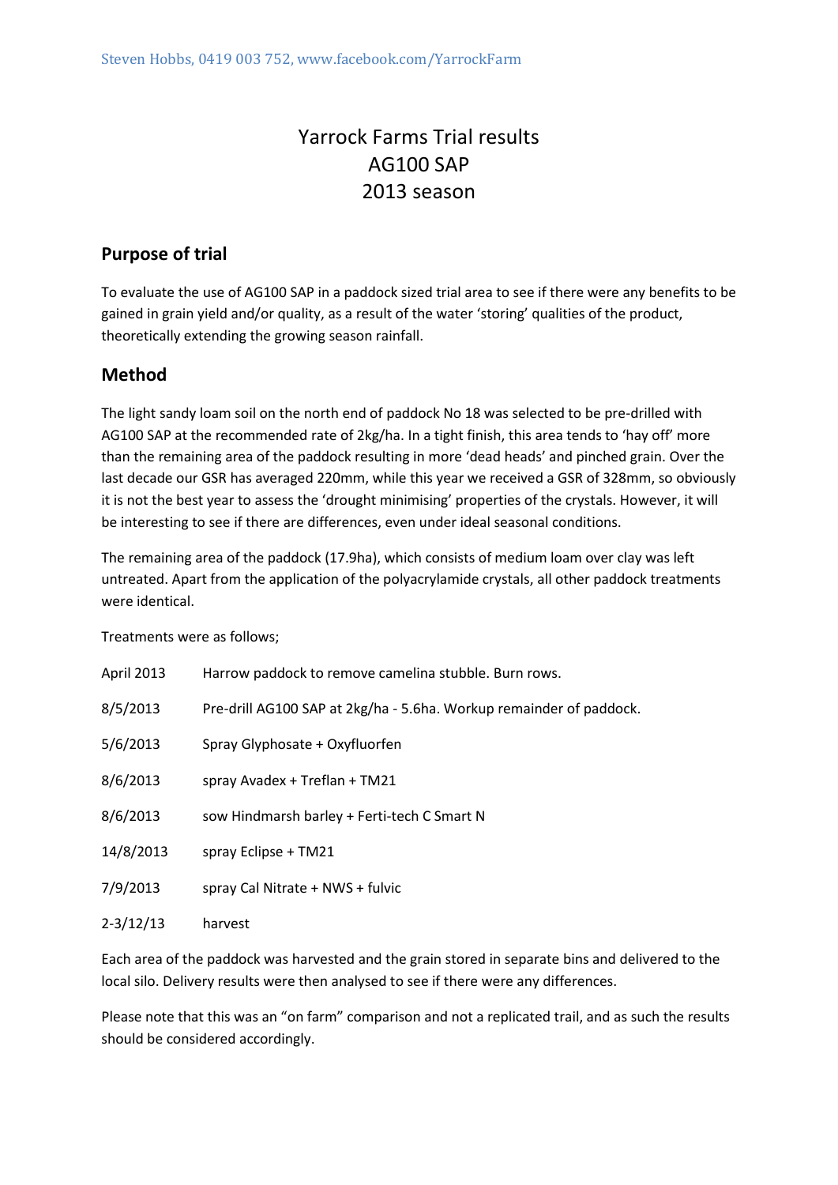Steven Hobbs, 0419 003 752, www.facebook.com/YarrockFarm

# Yarrock Farms Trial results AG100 SAP 2013 season

## Purpose of trial

To evaluate the use of AG100 SAP in a paddock sized trial area to see if there were any benefits to be gained in grain yield and/or quality, as a result of the water 'storing' qualities of the product, theoretically extending the growing season rainfall.

## Method

The light sandy loam soil on the north end of paddock No 18 was selected to be pre-drilled with AG100 SAP at the recommended rate of 2kg/ha. In a tight finish, this area tends to 'hay off' more than the remaining area of the paddock resulting in more 'dead heads' and pinched grain. Over the last decade our GSR has averaged 220mm, while this year we received a GSR of 328mm, so obviously it is not the best year to assess the 'drought minimising' properties of the crystals. However, it will be interesting to see if there are differences, even under ideal seasonal conditions.

The remaining area of the paddock (17.9ha), which consists of medium loam over clay was left untreated. Apart from the application of the polyacrylamide crystals, all other paddock treatments were identical.

Treatments were as follows;

| | |
|---|---|
| April 2013 | Harrow paddock to remove camelina stubble. Burn rows. |
| 8/5/2013 | Pre-drill AG100 SAP at 2kg/ha - 5.6ha. Workup remainder of paddock. |
| 5/6/2013 | Spray Glyphosate + Oxyfluorfen |
| 8/6/2013 | spray Avadex + Treflan + TM21 |
| 8/6/2013 | sow Hindmarsh barley + Ferti-tech C Smart N |
| 14/8/2013 | spray Eclipse + TM21 |
| 7/9/2013 | spray Cal Nitrate + NWS + fulvic |
| 2-3/12/13 | harvest |

Each area of the paddock was harvested and the grain stored in separate bins and delivered to the local silo. Delivery results were then analysed to see if there were any differences.

Please note that this was an "on farm" comparison and not a replicated trail, and as such the results should be considered accordingly.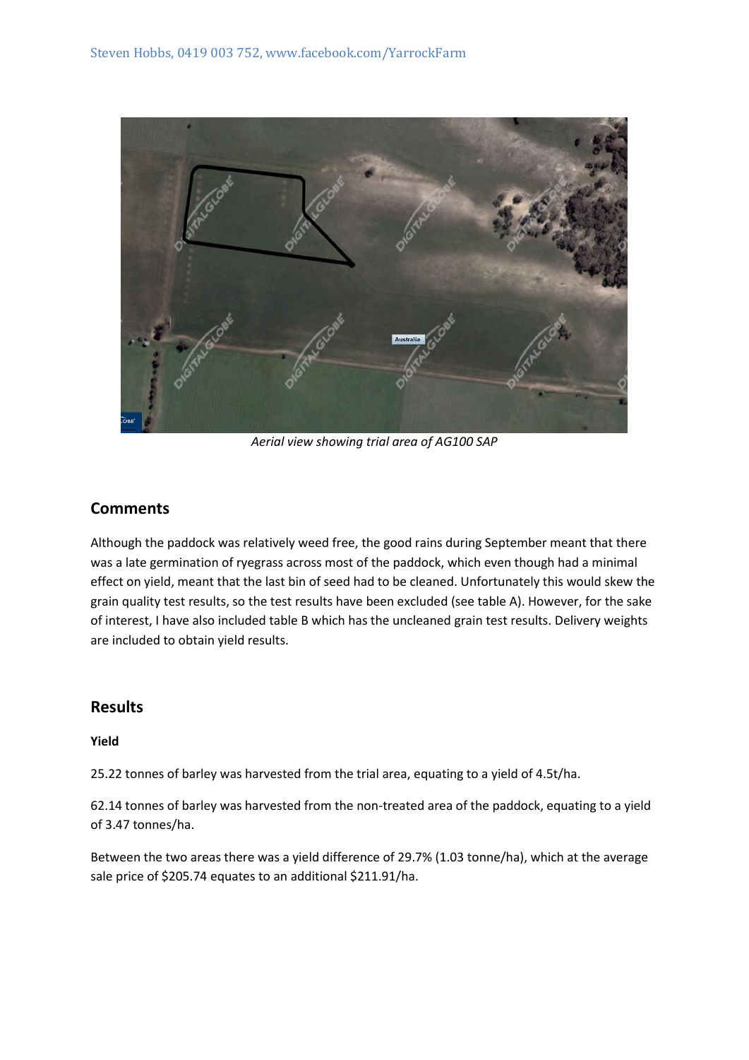*Aerial view showing trial area of AG100 SAP*

## Comments

Although the paddock was relatively weed free, the good rains during September meant that there was a late germination of ryegrass across most of the paddock, which even though had a minimal effect on yield, meant that the last bin of seed had to be cleaned. Unfortunately this would skew the grain quality test results, so the test results have been excluded (see table A). However, for the sake of interest, I have also included table B which has the uncleaned grain test results. Delivery weights are included to obtain yield results.

## Results

**Yield**

25.22 tonnes of barley was harvested from the trial area, equating to a yield of 4.5t/ha.

62.14 tonnes of barley was harvested from the non-treated area of the paddock, equating to a yield of 3.47 tonnes/ha.

Between the two areas there was a yield difference of 29.7% (1.03 tonne/ha), which at the average sale price of $205.74 equates to an additional $211.91/ha.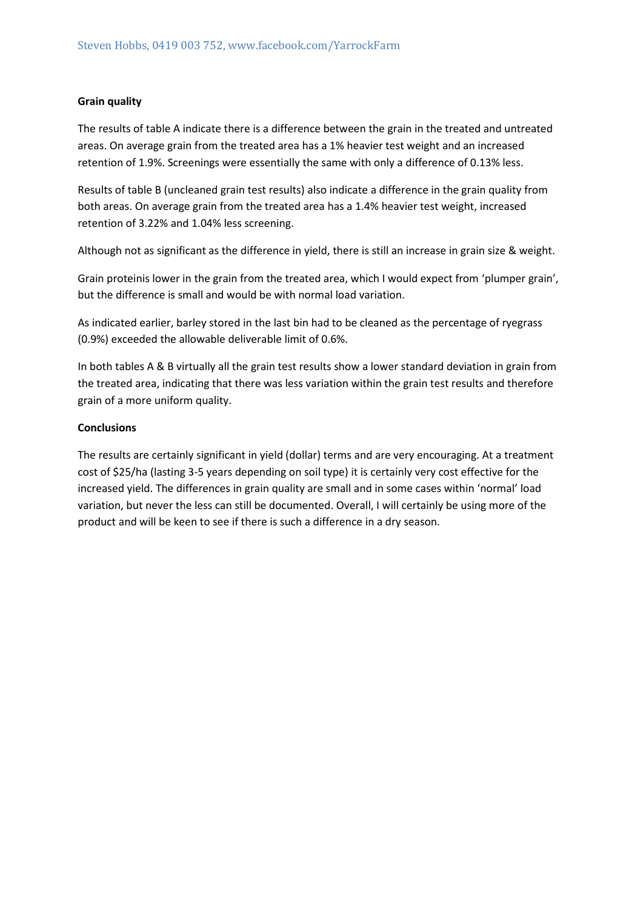**Grain quality**

The results of table A indicate there is a difference between the grain in the treated and untreated areas. On average grain from the treated area has a 1% heavier test weight and an increased retention of 1.9%. Screenings were essentially the same with only a difference of 0.13% less.

Results of table B (uncleaned grain test results) also indicate a difference in the grain quality from both areas. On average grain from the treated area has a 1.4% heavier test weight, increased retention of 3.22% and 1.04% less screening.

Although not as significant as the difference in yield, there is still an increase in grain size & weight.

Grain proteinis lower in the grain from the treated area, which I would expect from 'plumper grain', but the difference is small and would be with normal load variation.

As indicated earlier, barley stored in the last bin had to be cleaned as the percentage of ryegrass (0.9%) exceeded the allowable deliverable limit of 0.6%.

In both tables A & B virtually all the grain test results show a lower standard deviation in grain from the treated area, indicating that there was less variation within the grain test results and therefore grain of a more uniform quality.

**Conclusions**

The results are certainly significant in yield (dollar) terms and are very encouraging. At a treatment cost of $25/ha (lasting 3-5 years depending on soil type) it is certainly very cost effective for the increased yield. The differences in grain quality are small and in some cases within 'normal' load variation, but never the less can still be documented. Overall, I will certainly be using more of the product and will be keen to see if there is such a difference in a dry season.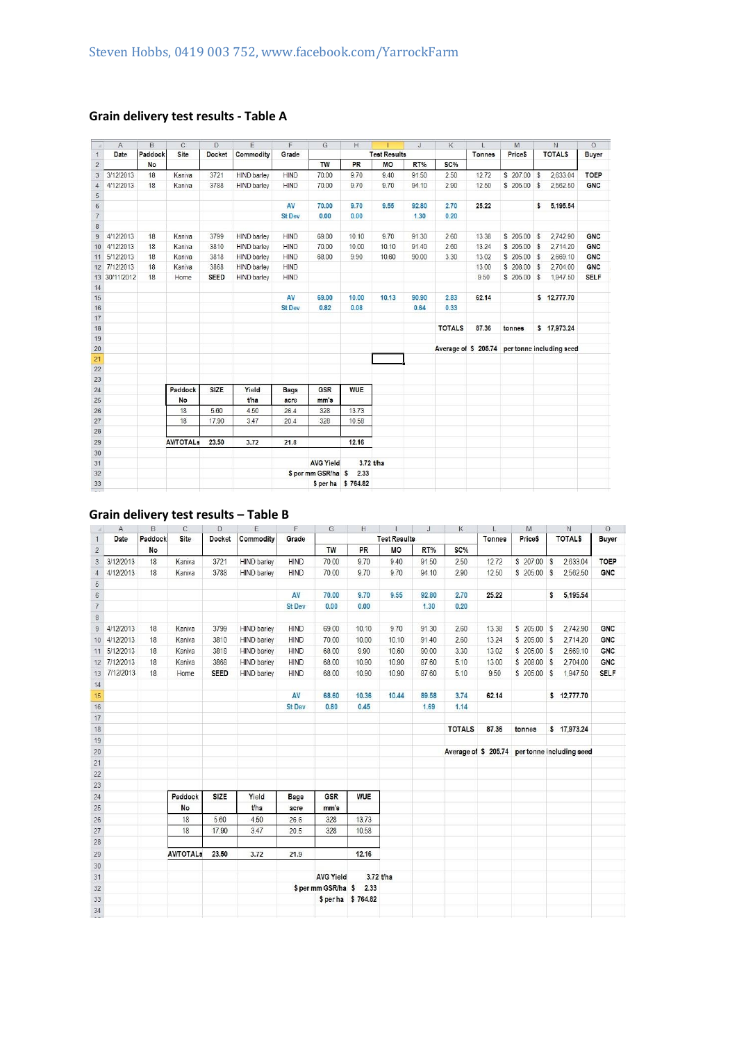## Grain delivery test results - Table A

| Date | Paddock No | Site | Docket | Commodity | Grade | Test Results TW | PR | MO | RT% | SC% | Tonnes | Price$ | TOTAL$ | Buyer |
|---|---|---|---|---|---|---|---|---|---|---|---|---|---|---|
| 3/12/2013 | 18 | Kaniva | 3721 | HIND barley | HIND | 70.00 | 9.70 | 9.40 | 91.50 | 2.50 | 12.72 | $ 207.00 | $ 2,633.04 | TOEP |
| 4/12/2013 | 18 | Kaniva | 3788 | HIND barley | HIND | 70.00 | 9.70 | 9.70 | 94.10 | 2.90 | 12.50 | $ 205.00 | $ 2,562.50 | GNC |
| | | | | | AV | 70.00 | 9.70 | 9.55 | 92.80 | 2.70 | 25.22 | | $ 5,195.54 | |
| | | | | | St Dev | 0.00 | 0.00 | | 1.30 | 0.20 | | | | |
| 4/12/2013 | 18 | Kaniva | 3799 | HIND barley | HIND | 69.00 | 10.10 | 9.70 | 91.30 | 2.60 | 13.38 | $ 205.00 | $ 2,742.90 | GNC |
| 4/12/2013 | 18 | Kaniva | 3810 | HIND barley | HIND | 70.00 | 10.00 | 10.10 | 91.40 | 2.60 | 13.24 | $ 205.00 | $ 2,714.20 | GNC |
| 5/12/2013 | 18 | Kaniva | 3818 | HIND barley | HIND | 68.00 | 9.90 | 10.60 | 90.00 | 3.30 | 13.02 | $ 205.00 | $ 2,669.10 | GNC |
| 7/12/2013 | 18 | Kaniva | 3868 | HIND barley | HIND | | | | | | 13.00 | $ 208.00 | $ 2,704.00 | GNC |
| 30/11/2012 | 18 | Home | SEED | HIND barley | HIND | | | | | | 9.50 | $ 205.00 | $ 1,947.50 | SELF |
| | | | | | AV | 69.00 | 10.00 | 10.13 | 90.90 | 2.83 | 62.14 | | $ 12,777.70 | |
| | | | | | St Dev | 0.82 | 0.08 | | 0.64 | 0.33 | | | | |
| | | | | | | | | | | TOTALS | 87.36 | tonnes | $ 17,973.24 | |
| | | | | | | | | | | Average of | $ 205.74 | per tonne including seed | | |

| Paddock No | SIZE | Yield t/ha | Bags acre | GSR mm's | WUE |
|---|---|---|---|---|---|
| 18 | 5.60 | 4.50 | 26.4 | 328 | 13.73 |
| 18 | 17.90 | 3.47 | 20.4 | 328 | 10.58 |
| AV/TOTALs | 23.50 | 3.72 | 21.8 | | 12.16 |

AVG Yield 3.72 t/ha
$ per mm GSR/ha $ 2.33
$ per ha $ 764.82

## Grain delivery test results – Table B

| Date | Paddock No | Site | Docket | Commodity | Grade | Test Results TW | PR | MO | RT% | SC% | Tonnes | Price$ | TOTAL$ | Buyer |
|---|---|---|---|---|---|---|---|---|---|---|---|---|---|---|
| 3/12/2013 | 18 | Kaniva | 3721 | HIND barley | HIND | 70.00 | 9.70 | 9.40 | 91.50 | 2.50 | 12.72 | $ 207.00 | $ 2,633.04 | TOEP |
| 4/12/2013 | 18 | Kaniva | 3788 | HIND barley | HIND | 70.00 | 9.70 | 9.70 | 94.10 | 2.90 | 12.50 | $ 205.00 | $ 2,562.50 | GNC |
| | | | | | AV | 70.00 | 9.70 | 9.55 | 92.80 | 2.70 | 25.22 | | $ 5,195.54 | |
| | | | | | St Dev | 0.00 | 0.00 | | 1.30 | 0.20 | | | | |
| 4/12/2013 | 18 | Kaniva | 3799 | HIND barley | HIND | 69.00 | 10.10 | 9.70 | 91.30 | 2.60 | 13.38 | $ 205.00 | $ 2,742.90 | GNC |
| 4/12/2013 | 18 | Kaniva | 3810 | HIND barley | HIND | 70.00 | 10.00 | 10.10 | 91.40 | 2.60 | 13.24 | $ 205.00 | $ 2,714.20 | GNC |
| 5/12/2013 | 18 | Kaniva | 3818 | HIND barley | HIND | 68.00 | 9.90 | 10.60 | 90.00 | 3.30 | 13.02 | $ 205.00 | $ 2,669.10 | GNC |
| 7/12/2013 | 18 | Kaniva | 3868 | HIND barley | HIND | 68.00 | 10.90 | 10.90 | 87.60 | 5.10 | 13.00 | $ 208.00 | $ 2,704.00 | GNC |
| 7/12/2013 | 18 | Home | SEED | HIND barley | HIND | 68.00 | 10.90 | 10.90 | 87.60 | 5.10 | 9.50 | $ 205.00 | $ 1,947.50 | SELF |
| | | | | | AV | 68.60 | 10.36 | 10.44 | 89.58 | 3.74 | 62.14 | | $ 12,777.70 | |
| | | | | | St Dev | 0.80 | 0.45 | | 1.69 | 1.14 | | | | |
| | | | | | | | | | | TOTALS | 87.36 | tonnes | $ 17,973.24 | |
| | | | | | | | | | | Average of | $ 205.74 | per tonne including seed | | |

| Paddock No | SIZE | Yield t/ha | Bags acre | GSR mm's | WUE |
|---|---|---|---|---|---|
| 18 | 5.60 | 4.50 | 26.6 | 328 | 13.73 |
| 18 | 17.90 | 3.47 | 20.5 | 328 | 10.58 |
| AV/TOTALs | 23.50 | 3.72 | 21.9 | | 12.16 |

AVG Yield 3.72 t/ha
$ per mm GSR/ha $ 2.33
$ per ha $ 764.82